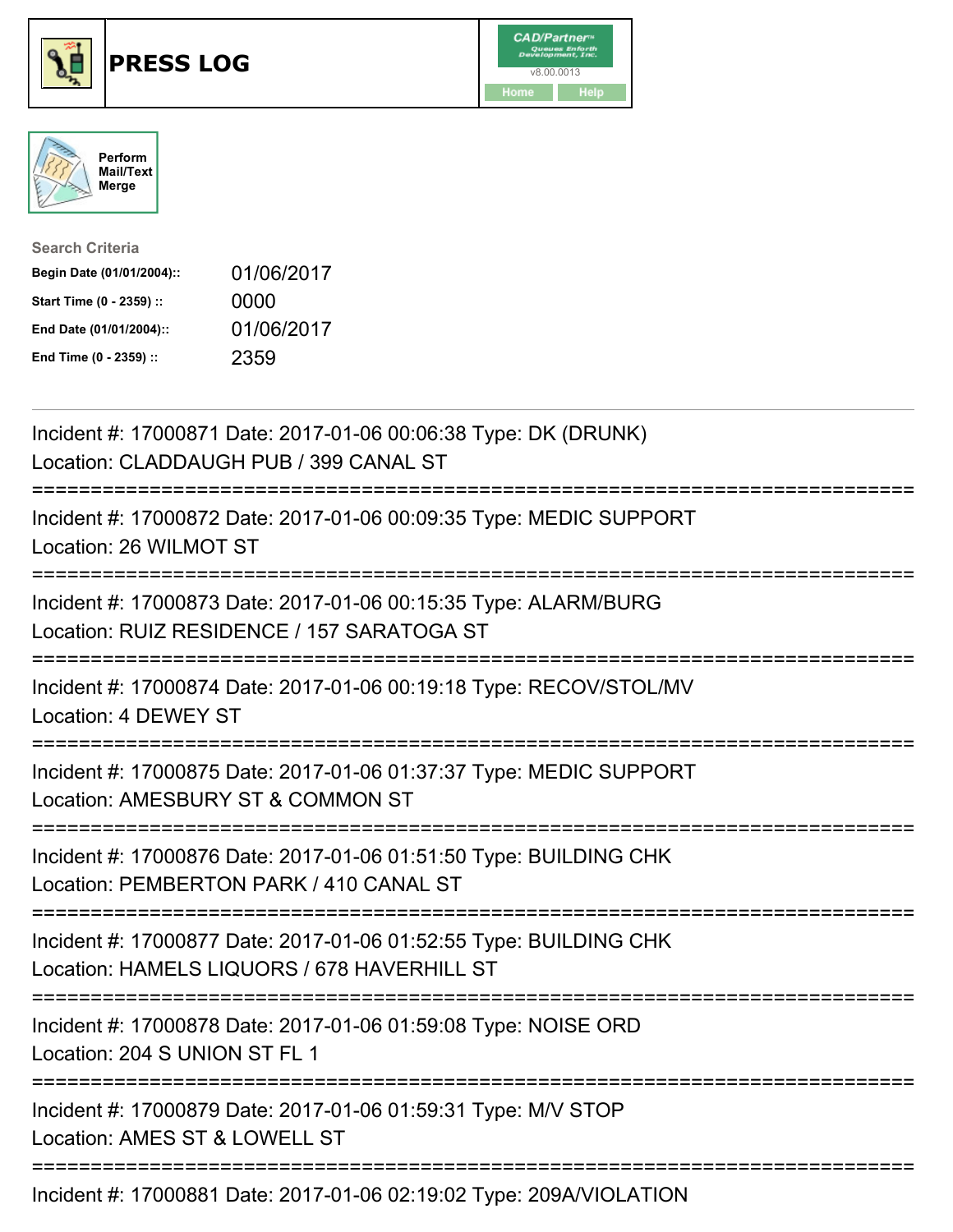# PRESS LOG

Perform Mail/Text Merge

Search Criteria

| | |
|---|---|
| **Begin Date (01/01/2004)::** | 01/06/2017 |
| **Start Time (0 - 2359) ::** | 0000 |
| **End Date (01/01/2004)::** | 01/06/2017 |
| **End Time (0 - 2359) ::** | 2359 |

Incident #: 17000871 Date: 2017-01-06 00:06:38 Type: DK (DRUNK)
Location: CLADDAUGH PUB / 399 CANAL ST

===========================================================================

Incident #: 17000872 Date: 2017-01-06 00:09:35 Type: MEDIC SUPPORT
Location: 26 WILMOT ST

===========================================================================

Incident #: 17000873 Date: 2017-01-06 00:15:35 Type: ALARM/BURG
Location: RUIZ RESIDENCE / 157 SARATOGA ST

===========================================================================

Incident #: 17000874 Date: 2017-01-06 00:19:18 Type: RECOV/STOL/MV
Location: 4 DEWEY ST

===========================================================================

Incident #: 17000875 Date: 2017-01-06 01:37:37 Type: MEDIC SUPPORT
Location: AMESBURY ST & COMMON ST

===========================================================================

Incident #: 17000876 Date: 2017-01-06 01:51:50 Type: BUILDING CHK
Location: PEMBERTON PARK / 410 CANAL ST

===========================================================================

Incident #: 17000877 Date: 2017-01-06 01:52:55 Type: BUILDING CHK
Location: HAMELS LIQUORS / 678 HAVERHILL ST

===========================================================================

Incident #: 17000878 Date: 2017-01-06 01:59:08 Type: NOISE ORD
Location: 204 S UNION ST FL 1

===========================================================================

Incident #: 17000879 Date: 2017-01-06 01:59:31 Type: M/V STOP
Location: AMES ST & LOWELL ST

===========================================================================

Incident #: 17000881 Date: 2017-01-06 02:19:02 Type: 209A/VIOLATION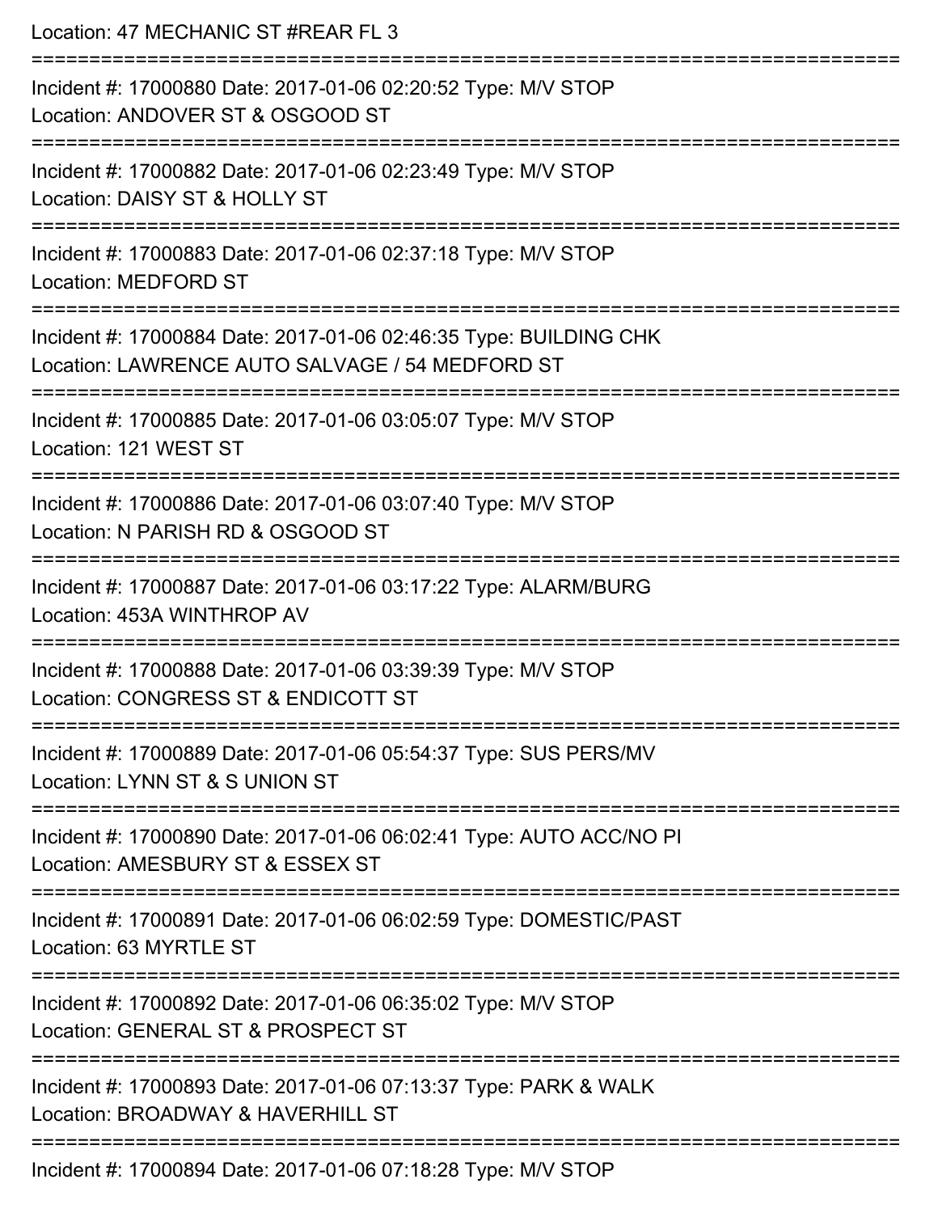Location: 47 MECHANIC ST #REAR FL 3

===========================================================================

Incident #: 17000880 Date: 2017-01-06 02:20:52 Type: M/V STOP
Location: ANDOVER ST & OSGOOD ST

===========================================================================

Incident #: 17000882 Date: 2017-01-06 02:23:49 Type: M/V STOP
Location: DAISY ST & HOLLY ST

===========================================================================

Incident #: 17000883 Date: 2017-01-06 02:37:18 Type: M/V STOP
Location: MEDFORD ST

===========================================================================

Incident #: 17000884 Date: 2017-01-06 02:46:35 Type: BUILDING CHK
Location: LAWRENCE AUTO SALVAGE / 54 MEDFORD ST

===========================================================================

Incident #: 17000885 Date: 2017-01-06 03:05:07 Type: M/V STOP
Location: 121 WEST ST

===========================================================================

Incident #: 17000886 Date: 2017-01-06 03:07:40 Type: M/V STOP
Location: N PARISH RD & OSGOOD ST

===========================================================================

Incident #: 17000887 Date: 2017-01-06 03:17:22 Type: ALARM/BURG
Location: 453A WINTHROP AV

===========================================================================

Incident #: 17000888 Date: 2017-01-06 03:39:39 Type: M/V STOP
Location: CONGRESS ST & ENDICOTT ST

===========================================================================

Incident #: 17000889 Date: 2017-01-06 05:54:37 Type: SUS PERS/MV
Location: LYNN ST & S UNION ST

===========================================================================

Incident #: 17000890 Date: 2017-01-06 06:02:41 Type: AUTO ACC/NO PI
Location: AMESBURY ST & ESSEX ST

===========================================================================

Incident #: 17000891 Date: 2017-01-06 06:02:59 Type: DOMESTIC/PAST
Location: 63 MYRTLE ST

===========================================================================

Incident #: 17000892 Date: 2017-01-06 06:35:02 Type: M/V STOP
Location: GENERAL ST & PROSPECT ST

===========================================================================

Incident #: 17000893 Date: 2017-01-06 07:13:37 Type: PARK & WALK
Location: BROADWAY & HAVERHILL ST

===========================================================================

Incident #: 17000894 Date: 2017-01-06 07:18:28 Type: M/V STOP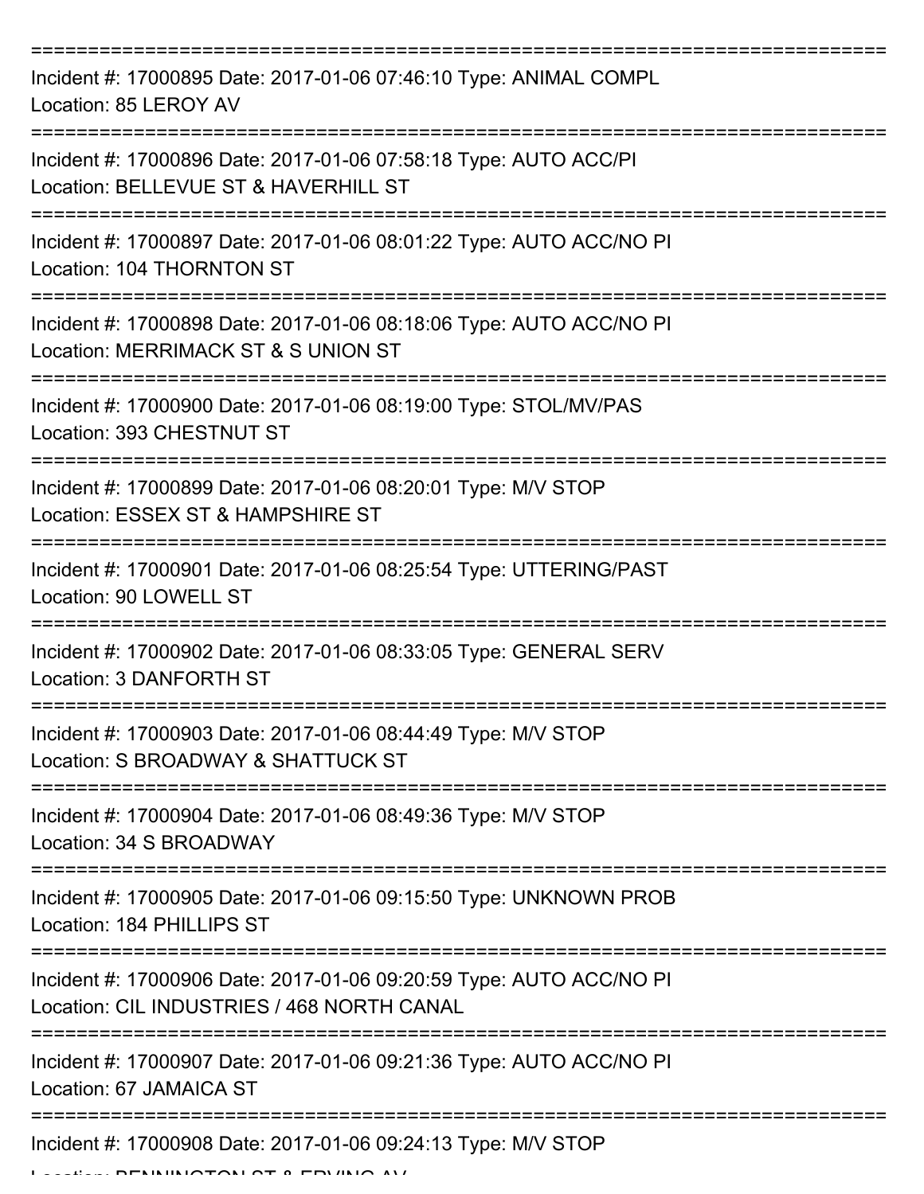===========================================================================

Incident #: 17000895 Date: 2017-01-06 07:46:10 Type: ANIMAL COMPL
Location: 85 LEROY AV

===========================================================================

Incident #: 17000896 Date: 2017-01-06 07:58:18 Type: AUTO ACC/PI
Location: BELLEVUE ST & HAVERHILL ST

===========================================================================

Incident #: 17000897 Date: 2017-01-06 08:01:22 Type: AUTO ACC/NO PI
Location: 104 THORNTON ST

===========================================================================

Incident #: 17000898 Date: 2017-01-06 08:18:06 Type: AUTO ACC/NO PI
Location: MERRIMACK ST & S UNION ST

===========================================================================

Incident #: 17000900 Date: 2017-01-06 08:19:00 Type: STOL/MV/PAS
Location: 393 CHESTNUT ST

===========================================================================

Incident #: 17000899 Date: 2017-01-06 08:20:01 Type: M/V STOP
Location: ESSEX ST & HAMPSHIRE ST

===========================================================================

Incident #: 17000901 Date: 2017-01-06 08:25:54 Type: UTTERING/PAST
Location: 90 LOWELL ST

===========================================================================

Incident #: 17000902 Date: 2017-01-06 08:33:05 Type: GENERAL SERV
Location: 3 DANFORTH ST

===========================================================================

Incident #: 17000903 Date: 2017-01-06 08:44:49 Type: M/V STOP
Location: S BROADWAY & SHATTUCK ST

===========================================================================

Incident #: 17000904 Date: 2017-01-06 08:49:36 Type: M/V STOP
Location: 34 S BROADWAY

===========================================================================

Incident #: 17000905 Date: 2017-01-06 09:15:50 Type: UNKNOWN PROB
Location: 184 PHILLIPS ST

===========================================================================

Incident #: 17000906 Date: 2017-01-06 09:20:59 Type: AUTO ACC/NO PI
Location: CIL INDUSTRIES / 468 NORTH CANAL

===========================================================================

Incident #: 17000907 Date: 2017-01-06 09:21:36 Type: AUTO ACC/NO PI
Location: 67 JAMAICA ST

===========================================================================

Incident #: 17000908 Date: 2017-01-06 09:24:13 Type: M/V STOP
Location: BENNINGTON ST & ERVING AV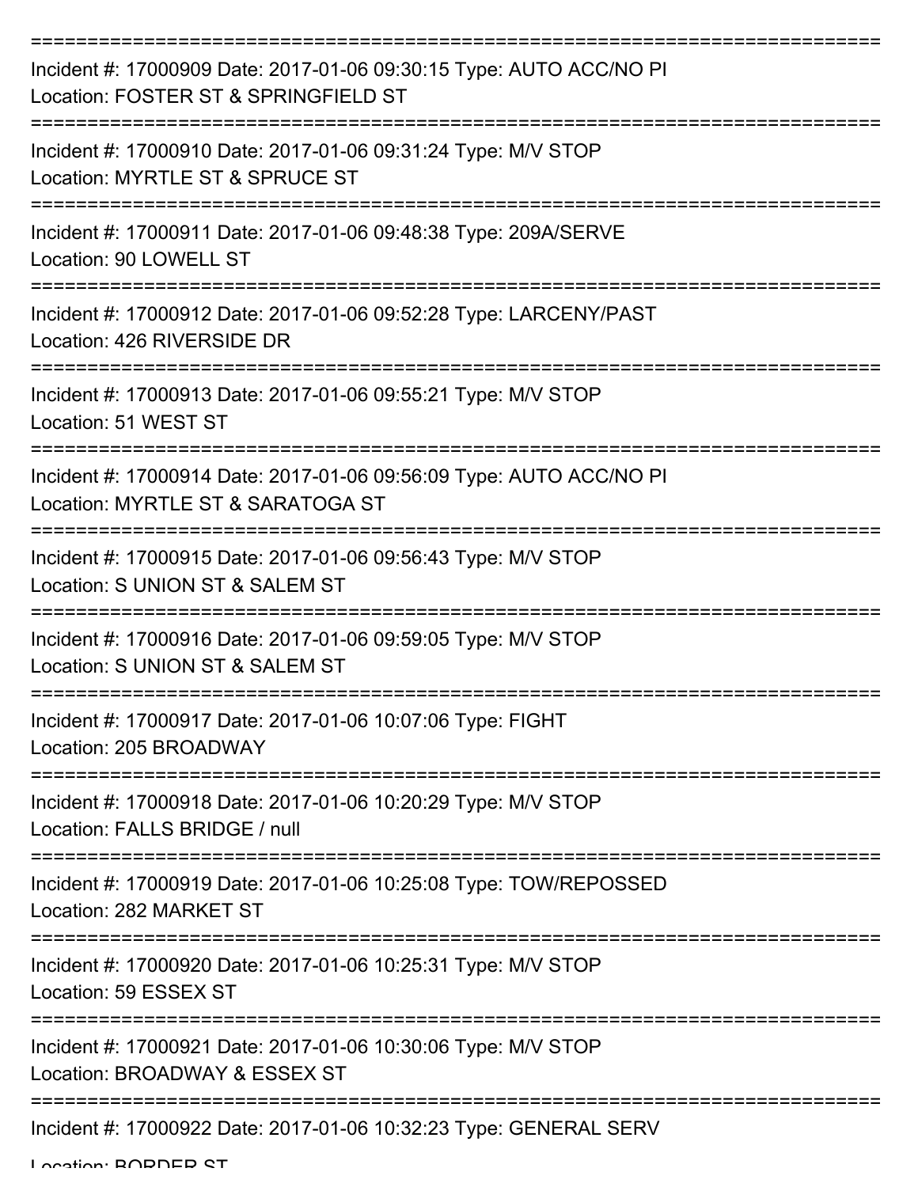===========================================================================
Incident #: 17000909 Date: 2017-01-06 09:30:15 Type: AUTO ACC/NO PI
Location: FOSTER ST & SPRINGFIELD ST
===========================================================================
Incident #: 17000910 Date: 2017-01-06 09:31:24 Type: M/V STOP
Location: MYRTLE ST & SPRUCE ST
===========================================================================
Incident #: 17000911 Date: 2017-01-06 09:48:38 Type: 209A/SERVE
Location: 90 LOWELL ST
===========================================================================
Incident #: 17000912 Date: 2017-01-06 09:52:28 Type: LARCENY/PAST
Location: 426 RIVERSIDE DR
===========================================================================
Incident #: 17000913 Date: 2017-01-06 09:55:21 Type: M/V STOP
Location: 51 WEST ST
===========================================================================
Incident #: 17000914 Date: 2017-01-06 09:56:09 Type: AUTO ACC/NO PI
Location: MYRTLE ST & SARATOGA ST
===========================================================================
Incident #: 17000915 Date: 2017-01-06 09:56:43 Type: M/V STOP
Location: S UNION ST & SALEM ST
===========================================================================
Incident #: 17000916 Date: 2017-01-06 09:59:05 Type: M/V STOP
Location: S UNION ST & SALEM ST
===========================================================================
Incident #: 17000917 Date: 2017-01-06 10:07:06 Type: FIGHT
Location: 205 BROADWAY
===========================================================================
Incident #: 17000918 Date: 2017-01-06 10:20:29 Type: M/V STOP
Location: FALLS BRIDGE / null
===========================================================================
Incident #: 17000919 Date: 2017-01-06 10:25:08 Type: TOW/REPOSSED
Location: 282 MARKET ST
===========================================================================
Incident #: 17000920 Date: 2017-01-06 10:25:31 Type: M/V STOP
Location: 59 ESSEX ST
===========================================================================
Incident #: 17000921 Date: 2017-01-06 10:30:06 Type: M/V STOP
Location: BROADWAY & ESSEX ST
===========================================================================
Incident #: 17000922 Date: 2017-01-06 10:32:23 Type: GENERAL SERV
Location: BORDER ST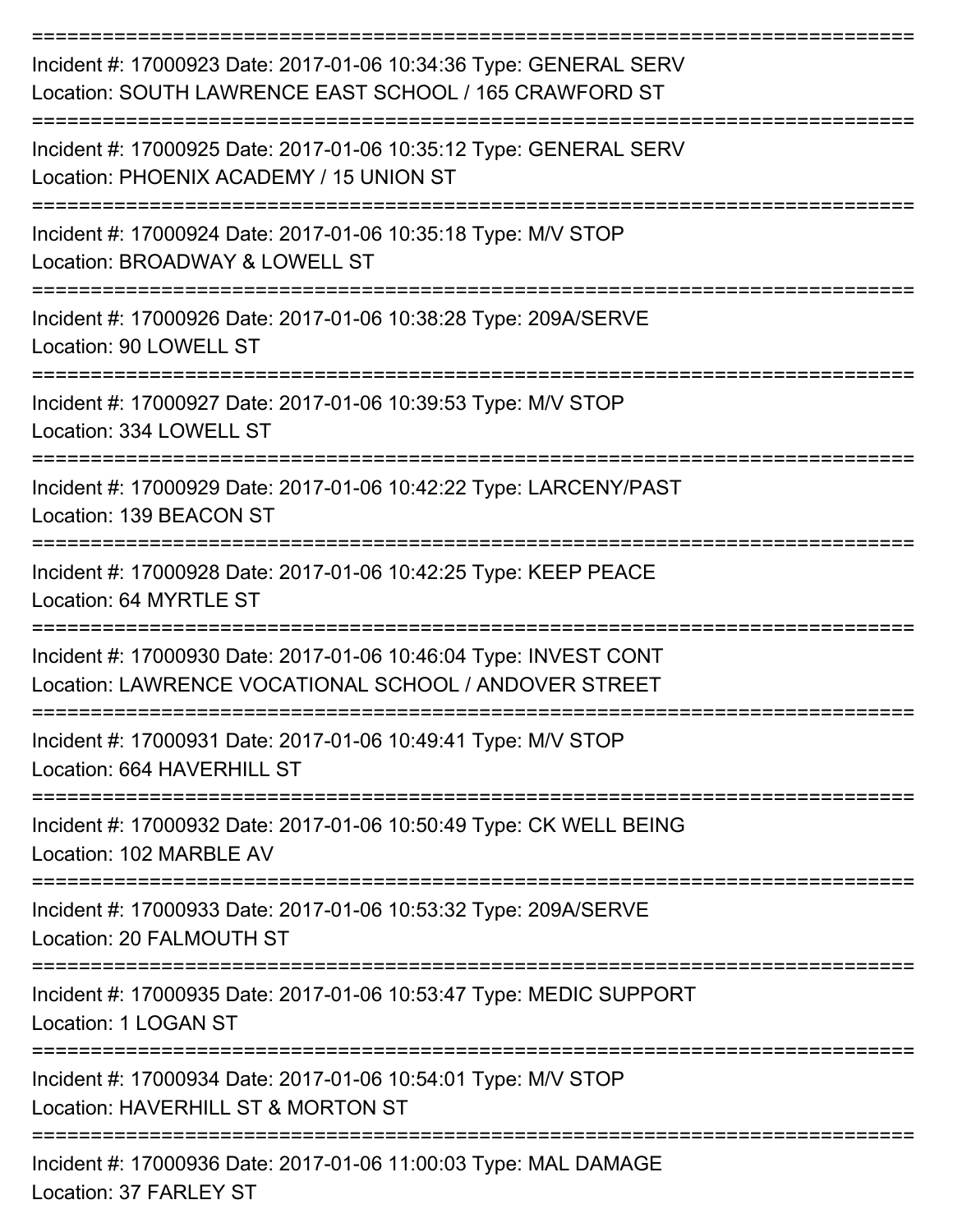===========================================================================

Incident #: 17000923 Date: 2017-01-06 10:34:36 Type: GENERAL SERV
Location: SOUTH LAWRENCE EAST SCHOOL / 165 CRAWFORD ST

===========================================================================

Incident #: 17000925 Date: 2017-01-06 10:35:12 Type: GENERAL SERV
Location: PHOENIX ACADEMY / 15 UNION ST

===========================================================================

Incident #: 17000924 Date: 2017-01-06 10:35:18 Type: M/V STOP
Location: BROADWAY & LOWELL ST

===========================================================================

Incident #: 17000926 Date: 2017-01-06 10:38:28 Type: 209A/SERVE
Location: 90 LOWELL ST

===========================================================================

Incident #: 17000927 Date: 2017-01-06 10:39:53 Type: M/V STOP
Location: 334 LOWELL ST

===========================================================================

Incident #: 17000929 Date: 2017-01-06 10:42:22 Type: LARCENY/PAST
Location: 139 BEACON ST

===========================================================================

Incident #: 17000928 Date: 2017-01-06 10:42:25 Type: KEEP PEACE
Location: 64 MYRTLE ST

===========================================================================

Incident #: 17000930 Date: 2017-01-06 10:46:04 Type: INVEST CONT
Location: LAWRENCE VOCATIONAL SCHOOL / ANDOVER STREET

===========================================================================

Incident #: 17000931 Date: 2017-01-06 10:49:41 Type: M/V STOP
Location: 664 HAVERHILL ST

===========================================================================

Incident #: 17000932 Date: 2017-01-06 10:50:49 Type: CK WELL BEING
Location: 102 MARBLE AV

===========================================================================

Incident #: 17000933 Date: 2017-01-06 10:53:32 Type: 209A/SERVE
Location: 20 FALMOUTH ST

===========================================================================

Incident #: 17000935 Date: 2017-01-06 10:53:47 Type: MEDIC SUPPORT
Location: 1 LOGAN ST

===========================================================================

Incident #: 17000934 Date: 2017-01-06 10:54:01 Type: M/V STOP
Location: HAVERHILL ST & MORTON ST

===========================================================================

Incident #: 17000936 Date: 2017-01-06 11:00:03 Type: MAL DAMAGE
Location: 37 FARLEY ST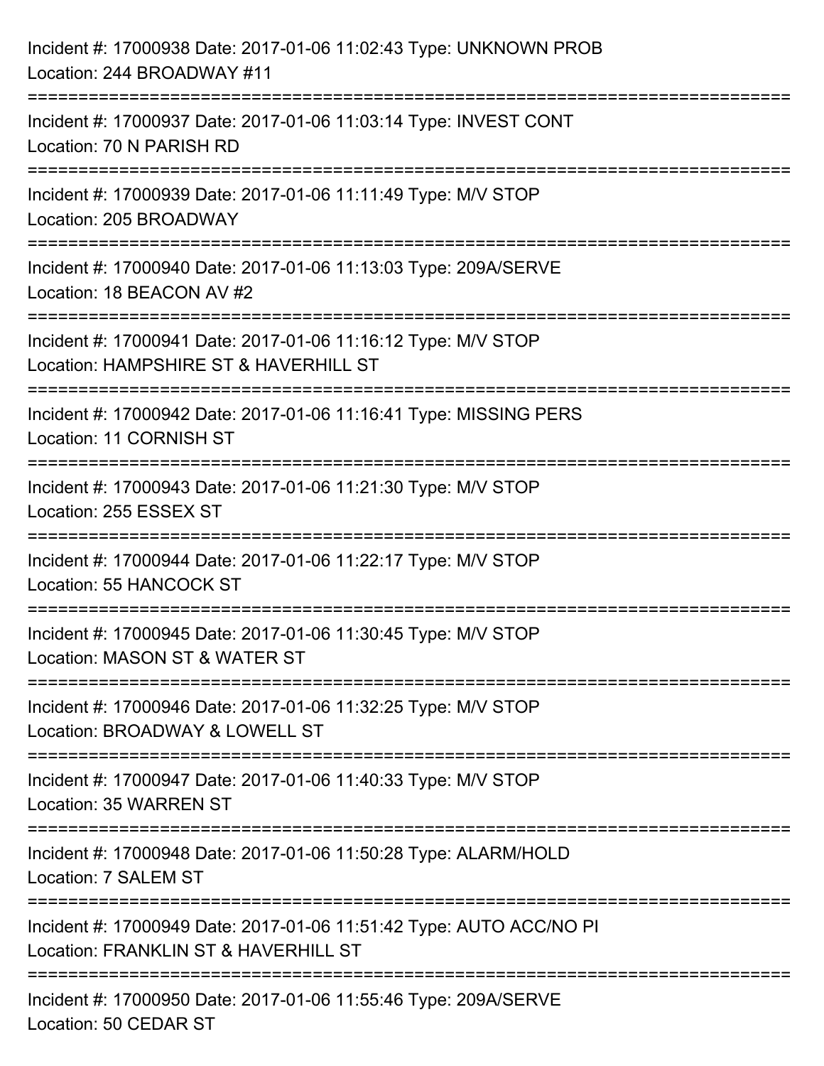Incident #: 17000938 Date: 2017-01-06 11:02:43 Type: UNKNOWN PROB
Location: 244 BROADWAY #11

===========================================================================

Incident #: 17000937 Date: 2017-01-06 11:03:14 Type: INVEST CONT
Location: 70 N PARISH RD

===========================================================================

Incident #: 17000939 Date: 2017-01-06 11:11:49 Type: M/V STOP
Location: 205 BROADWAY

===========================================================================

Incident #: 17000940 Date: 2017-01-06 11:13:03 Type: 209A/SERVE
Location: 18 BEACON AV #2

===========================================================================

Incident #: 17000941 Date: 2017-01-06 11:16:12 Type: M/V STOP
Location: HAMPSHIRE ST & HAVERHILL ST

===========================================================================

Incident #: 17000942 Date: 2017-01-06 11:16:41 Type: MISSING PERS
Location: 11 CORNISH ST

===========================================================================

Incident #: 17000943 Date: 2017-01-06 11:21:30 Type: M/V STOP
Location: 255 ESSEX ST

===========================================================================

Incident #: 17000944 Date: 2017-01-06 11:22:17 Type: M/V STOP
Location: 55 HANCOCK ST

===========================================================================

Incident #: 17000945 Date: 2017-01-06 11:30:45 Type: M/V STOP
Location: MASON ST & WATER ST

===========================================================================

Incident #: 17000946 Date: 2017-01-06 11:32:25 Type: M/V STOP
Location: BROADWAY & LOWELL ST

===========================================================================

Incident #: 17000947 Date: 2017-01-06 11:40:33 Type: M/V STOP
Location: 35 WARREN ST

===========================================================================

Incident #: 17000948 Date: 2017-01-06 11:50:28 Type: ALARM/HOLD
Location: 7 SALEM ST

===========================================================================

Incident #: 17000949 Date: 2017-01-06 11:51:42 Type: AUTO ACC/NO PI
Location: FRANKLIN ST & HAVERHILL ST

===========================================================================

Incident #: 17000950 Date: 2017-01-06 11:55:46 Type: 209A/SERVE
Location: 50 CEDAR ST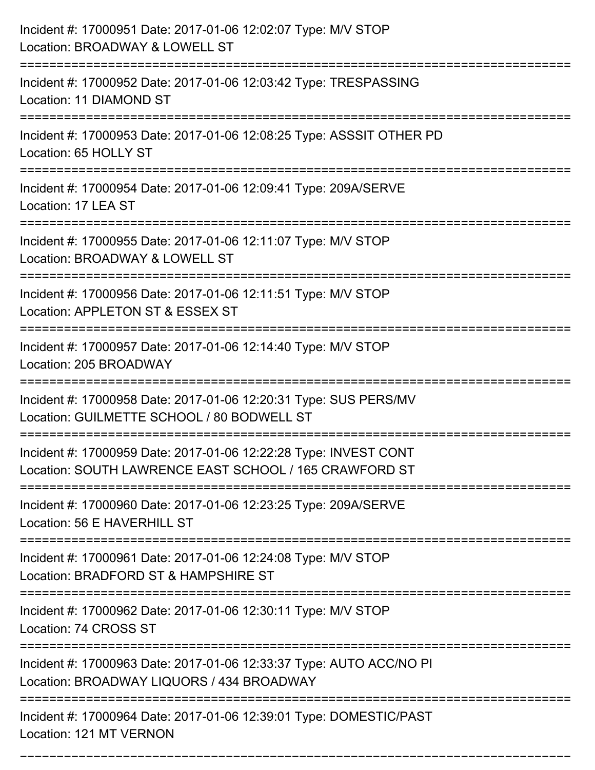Incident #: 17000951 Date: 2017-01-06 12:02:07 Type: M/V STOP
Location: BROADWAY & LOWELL ST

===========================================================================

Incident #: 17000952 Date: 2017-01-06 12:03:42 Type: TRESPASSING
Location: 11 DIAMOND ST

===========================================================================

Incident #: 17000953 Date: 2017-01-06 12:08:25 Type: ASSSIT OTHER PD
Location: 65 HOLLY ST

===========================================================================

Incident #: 17000954 Date: 2017-01-06 12:09:41 Type: 209A/SERVE
Location: 17 LEA ST

===========================================================================

Incident #: 17000955 Date: 2017-01-06 12:11:07 Type: M/V STOP
Location: BROADWAY & LOWELL ST

===========================================================================

Incident #: 17000956 Date: 2017-01-06 12:11:51 Type: M/V STOP
Location: APPLETON ST & ESSEX ST

===========================================================================

Incident #: 17000957 Date: 2017-01-06 12:14:40 Type: M/V STOP
Location: 205 BROADWAY

===========================================================================

Incident #: 17000958 Date: 2017-01-06 12:20:31 Type: SUS PERS/MV
Location: GUILMETTE SCHOOL / 80 BODWELL ST

===========================================================================

Incident #: 17000959 Date: 2017-01-06 12:22:28 Type: INVEST CONT
Location: SOUTH LAWRENCE EAST SCHOOL / 165 CRAWFORD ST

===========================================================================

Incident #: 17000960 Date: 2017-01-06 12:23:25 Type: 209A/SERVE
Location: 56 E HAVERHILL ST

===========================================================================

Incident #: 17000961 Date: 2017-01-06 12:24:08 Type: M/V STOP
Location: BRADFORD ST & HAMPSHIRE ST

===========================================================================

Incident #: 17000962 Date: 2017-01-06 12:30:11 Type: M/V STOP
Location: 74 CROSS ST

===========================================================================

Incident #: 17000963 Date: 2017-01-06 12:33:37 Type: AUTO ACC/NO PI
Location: BROADWAY LIQUORS / 434 BROADWAY

===========================================================================

Incident #: 17000964 Date: 2017-01-06 12:39:01 Type: DOMESTIC/PAST
Location: 121 MT VERNON

===========================================================================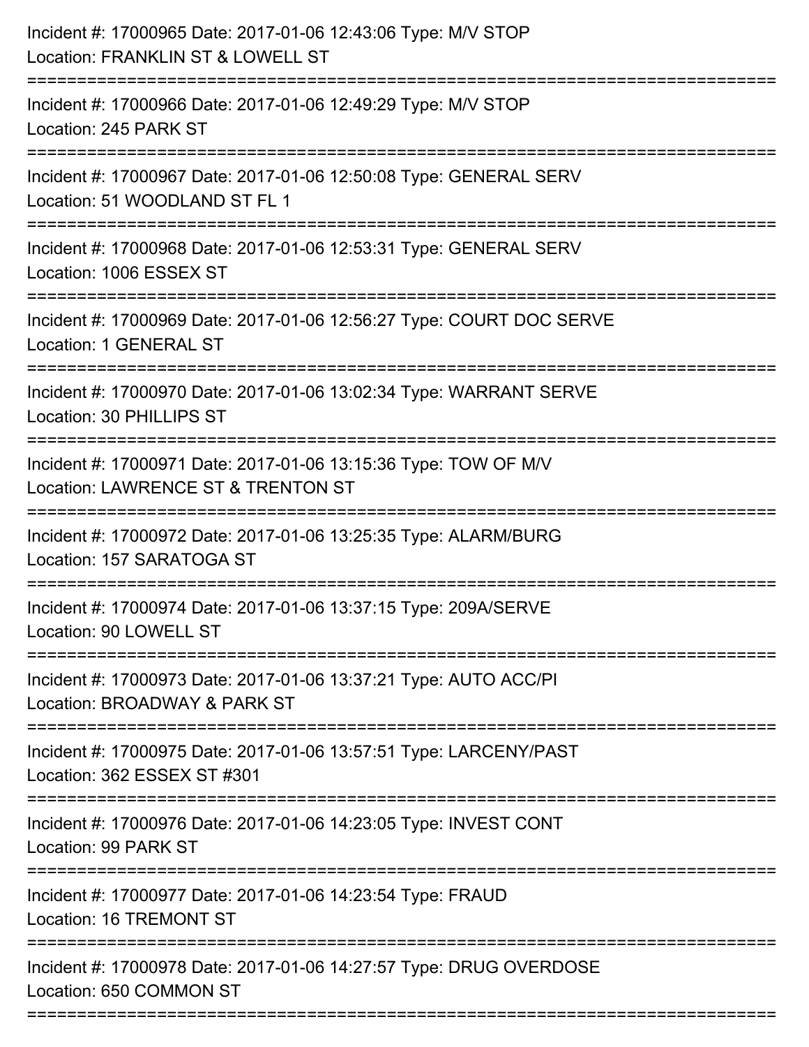Incident #: 17000965 Date: 2017-01-06 12:43:06 Type: M/V STOP
Location: FRANKLIN ST & LOWELL ST

===========================================================================

Incident #: 17000966 Date: 2017-01-06 12:49:29 Type: M/V STOP
Location: 245 PARK ST

===========================================================================

Incident #: 17000967 Date: 2017-01-06 12:50:08 Type: GENERAL SERV
Location: 51 WOODLAND ST FL 1

===========================================================================

Incident #: 17000968 Date: 2017-01-06 12:53:31 Type: GENERAL SERV
Location: 1006 ESSEX ST

===========================================================================

Incident #: 17000969 Date: 2017-01-06 12:56:27 Type: COURT DOC SERVE
Location: 1 GENERAL ST

===========================================================================

Incident #: 17000970 Date: 2017-01-06 13:02:34 Type: WARRANT SERVE
Location: 30 PHILLIPS ST

===========================================================================

Incident #: 17000971 Date: 2017-01-06 13:15:36 Type: TOW OF M/V
Location: LAWRENCE ST & TRENTON ST

===========================================================================

Incident #: 17000972 Date: 2017-01-06 13:25:35 Type: ALARM/BURG
Location: 157 SARATOGA ST

===========================================================================

Incident #: 17000974 Date: 2017-01-06 13:37:15 Type: 209A/SERVE
Location: 90 LOWELL ST

===========================================================================

Incident #: 17000973 Date: 2017-01-06 13:37:21 Type: AUTO ACC/PI
Location: BROADWAY & PARK ST

===========================================================================

Incident #: 17000975 Date: 2017-01-06 13:57:51 Type: LARCENY/PAST
Location: 362 ESSEX ST #301

===========================================================================

Incident #: 17000976 Date: 2017-01-06 14:23:05 Type: INVEST CONT
Location: 99 PARK ST

===========================================================================

Incident #: 17000977 Date: 2017-01-06 14:23:54 Type: FRAUD
Location: 16 TREMONT ST

===========================================================================

Incident #: 17000978 Date: 2017-01-06 14:27:57 Type: DRUG OVERDOSE
Location: 650 COMMON ST

===========================================================================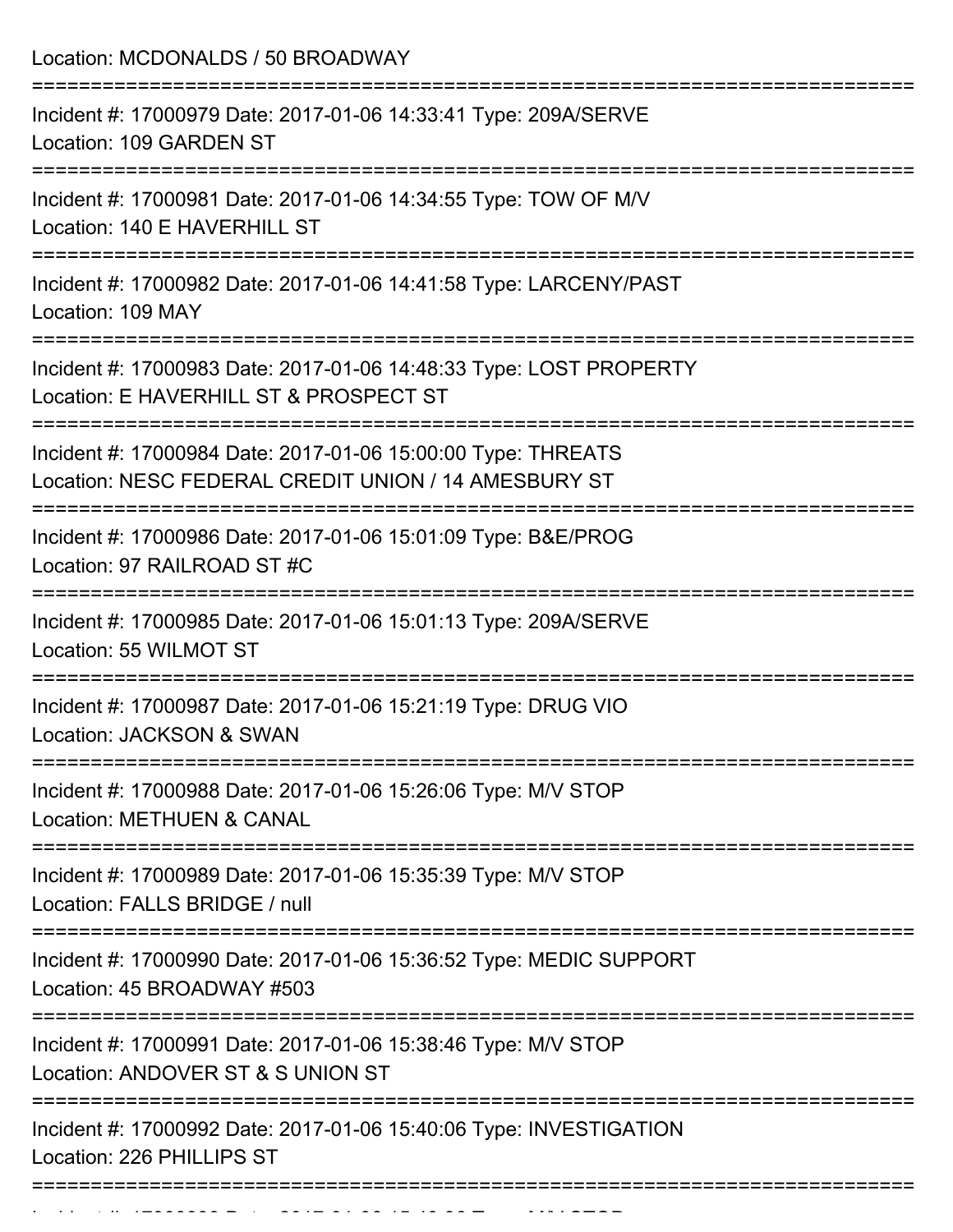Location: MCDONALDS / 50 BROADWAY

===========================================================================

Incident #: 17000979 Date: 2017-01-06 14:33:41 Type: 209A/SERVE
Location: 109 GARDEN ST

===========================================================================

Incident #: 17000981 Date: 2017-01-06 14:34:55 Type: TOW OF M/V
Location: 140 E HAVERHILL ST

===========================================================================

Incident #: 17000982 Date: 2017-01-06 14:41:58 Type: LARCENY/PAST
Location: 109 MAY

===========================================================================

Incident #: 17000983 Date: 2017-01-06 14:48:33 Type: LOST PROPERTY
Location: E HAVERHILL ST & PROSPECT ST

===========================================================================

Incident #: 17000984 Date: 2017-01-06 15:00:00 Type: THREATS
Location: NESC FEDERAL CREDIT UNION / 14 AMESBURY ST

===========================================================================

Incident #: 17000986 Date: 2017-01-06 15:01:09 Type: B&E/PROG
Location: 97 RAILROAD ST #C

===========================================================================

Incident #: 17000985 Date: 2017-01-06 15:01:13 Type: 209A/SERVE
Location: 55 WILMOT ST

===========================================================================

Incident #: 17000987 Date: 2017-01-06 15:21:19 Type: DRUG VIO
Location: JACKSON & SWAN

===========================================================================

Incident #: 17000988 Date: 2017-01-06 15:26:06 Type: M/V STOP
Location: METHUEN & CANAL

===========================================================================

Incident #: 17000989 Date: 2017-01-06 15:35:39 Type: M/V STOP
Location: FALLS BRIDGE / null

===========================================================================

Incident #: 17000990 Date: 2017-01-06 15:36:52 Type: MEDIC SUPPORT
Location: 45 BROADWAY #503

===========================================================================

Incident #: 17000991 Date: 2017-01-06 15:38:46 Type: M/V STOP
Location: ANDOVER ST & S UNION ST

===========================================================================

Incident #: 17000992 Date: 2017-01-06 15:40:06 Type: INVESTIGATION
Location: 226 PHILLIPS ST

===========================================================================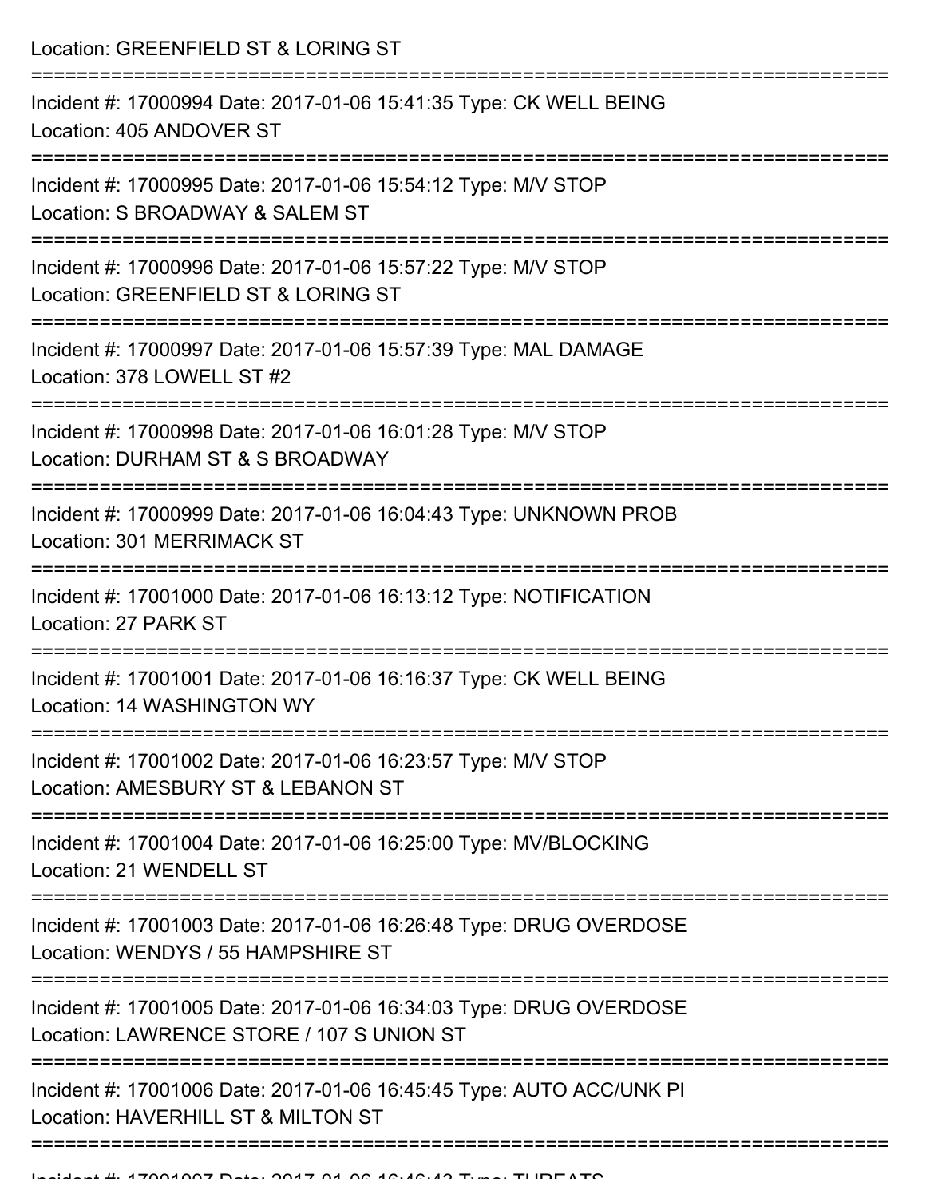Location: GREENFIELD ST & LORING ST

===========================================================================

Incident #: 17000994 Date: 2017-01-06 15:41:35 Type: CK WELL BEING
Location: 405 ANDOVER ST

===========================================================================

Incident #: 17000995 Date: 2017-01-06 15:54:12 Type: M/V STOP
Location: S BROADWAY & SALEM ST

===========================================================================

Incident #: 17000996 Date: 2017-01-06 15:57:22 Type: M/V STOP
Location: GREENFIELD ST & LORING ST

===========================================================================

Incident #: 17000997 Date: 2017-01-06 15:57:39 Type: MAL DAMAGE
Location: 378 LOWELL ST #2

===========================================================================

Incident #: 17000998 Date: 2017-01-06 16:01:28 Type: M/V STOP
Location: DURHAM ST & S BROADWAY

===========================================================================

Incident #: 17000999 Date: 2017-01-06 16:04:43 Type: UNKNOWN PROB
Location: 301 MERRIMACK ST

===========================================================================

Incident #: 17001000 Date: 2017-01-06 16:13:12 Type: NOTIFICATION
Location: 27 PARK ST

===========================================================================

Incident #: 17001001 Date: 2017-01-06 16:16:37 Type: CK WELL BEING
Location: 14 WASHINGTON WY

===========================================================================

Incident #: 17001002 Date: 2017-01-06 16:23:57 Type: M/V STOP
Location: AMESBURY ST & LEBANON ST

===========================================================================

Incident #: 17001004 Date: 2017-01-06 16:25:00 Type: MV/BLOCKING
Location: 21 WENDELL ST

===========================================================================

Incident #: 17001003 Date: 2017-01-06 16:26:48 Type: DRUG OVERDOSE
Location: WENDYS / 55 HAMPSHIRE ST

===========================================================================

Incident #: 17001005 Date: 2017-01-06 16:34:03 Type: DRUG OVERDOSE
Location: LAWRENCE STORE / 107 S UNION ST

===========================================================================

Incident #: 17001006 Date: 2017-01-06 16:45:45 Type: AUTO ACC/UNK PI
Location: HAVERHILL ST & MILTON ST

===========================================================================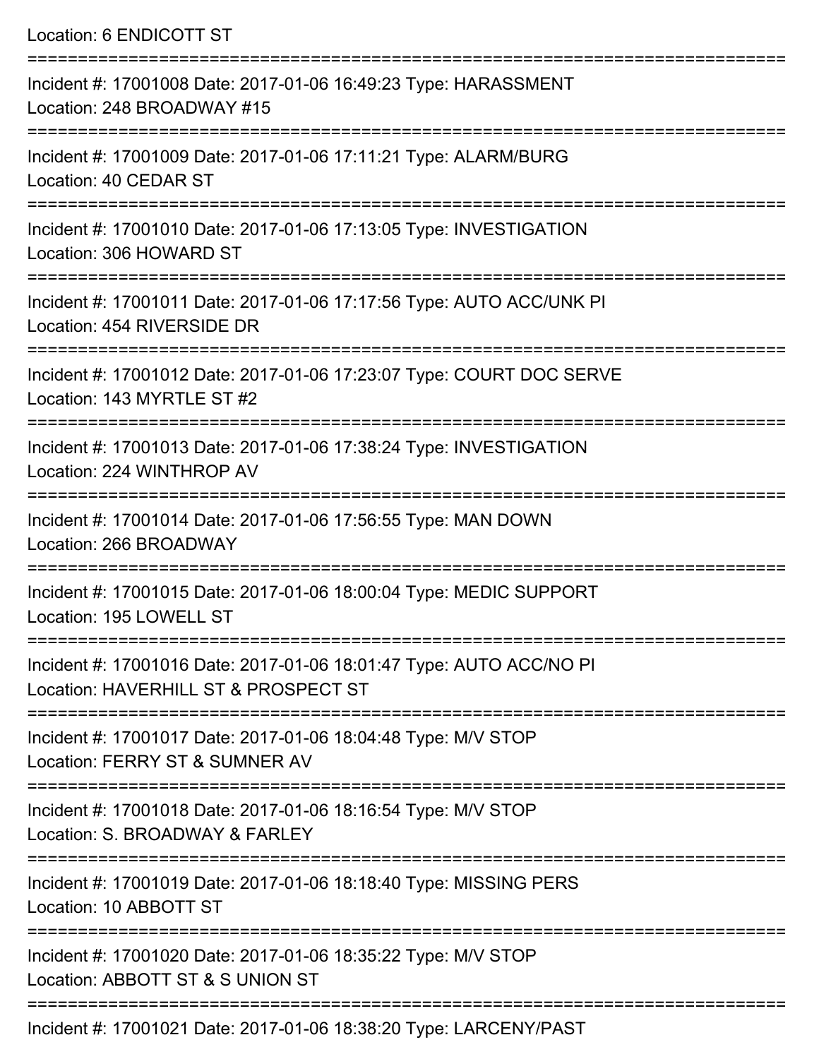Location: 6 ENDICOTT ST

===========================================================================

Incident #: 17001008 Date: 2017-01-06 16:49:23 Type: HARASSMENT
Location: 248 BROADWAY #15

===========================================================================

Incident #: 17001009 Date: 2017-01-06 17:11:21 Type: ALARM/BURG
Location: 40 CEDAR ST

===========================================================================

Incident #: 17001010 Date: 2017-01-06 17:13:05 Type: INVESTIGATION
Location: 306 HOWARD ST

===========================================================================

Incident #: 17001011 Date: 2017-01-06 17:17:56 Type: AUTO ACC/UNK PI
Location: 454 RIVERSIDE DR

===========================================================================

Incident #: 17001012 Date: 2017-01-06 17:23:07 Type: COURT DOC SERVE
Location: 143 MYRTLE ST #2

===========================================================================

Incident #: 17001013 Date: 2017-01-06 17:38:24 Type: INVESTIGATION
Location: 224 WINTHROP AV

===========================================================================

Incident #: 17001014 Date: 2017-01-06 17:56:55 Type: MAN DOWN
Location: 266 BROADWAY

===========================================================================

Incident #: 17001015 Date: 2017-01-06 18:00:04 Type: MEDIC SUPPORT
Location: 195 LOWELL ST

===========================================================================

Incident #: 17001016 Date: 2017-01-06 18:01:47 Type: AUTO ACC/NO PI
Location: HAVERHILL ST & PROSPECT ST

===========================================================================

Incident #: 17001017 Date: 2017-01-06 18:04:48 Type: M/V STOP
Location: FERRY ST & SUMNER AV

===========================================================================

Incident #: 17001018 Date: 2017-01-06 18:16:54 Type: M/V STOP
Location: S. BROADWAY & FARLEY

===========================================================================

Incident #: 17001019 Date: 2017-01-06 18:18:40 Type: MISSING PERS
Location: 10 ABBOTT ST

===========================================================================

Incident #: 17001020 Date: 2017-01-06 18:35:22 Type: M/V STOP
Location: ABBOTT ST & S UNION ST

===========================================================================

Incident #: 17001021 Date: 2017-01-06 18:38:20 Type: LARCENY/PAST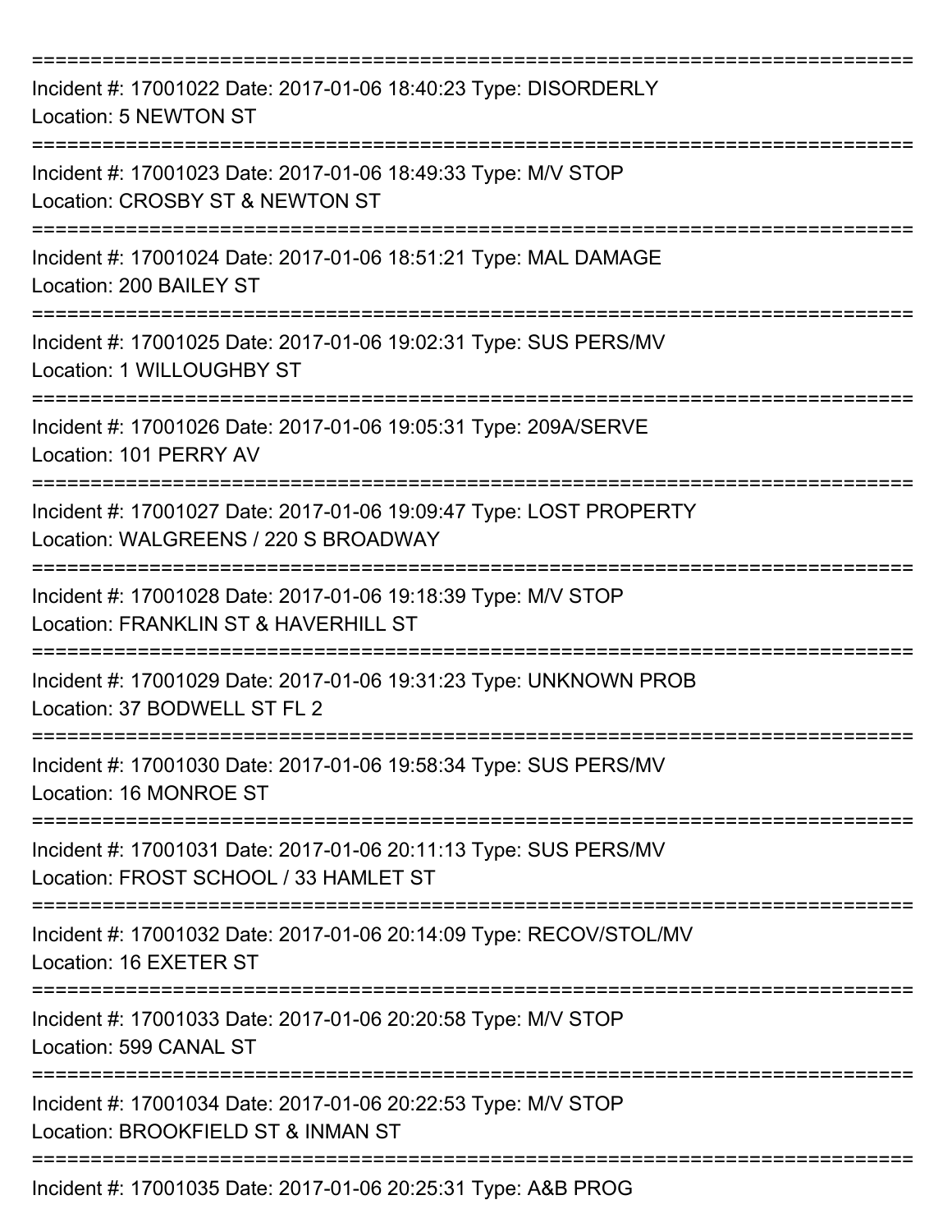===========================================================================

Incident #: 17001022 Date: 2017-01-06 18:40:23 Type: DISORDERLY
Location: 5 NEWTON ST

===========================================================================

Incident #: 17001023 Date: 2017-01-06 18:49:33 Type: M/V STOP
Location: CROSBY ST & NEWTON ST

===========================================================================

Incident #: 17001024 Date: 2017-01-06 18:51:21 Type: MAL DAMAGE
Location: 200 BAILEY ST

===========================================================================

Incident #: 17001025 Date: 2017-01-06 19:02:31 Type: SUS PERS/MV
Location: 1 WILLOUGHBY ST

===========================================================================

Incident #: 17001026 Date: 2017-01-06 19:05:31 Type: 209A/SERVE
Location: 101 PERRY AV

===========================================================================

Incident #: 17001027 Date: 2017-01-06 19:09:47 Type: LOST PROPERTY
Location: WALGREENS / 220 S BROADWAY

===========================================================================

Incident #: 17001028 Date: 2017-01-06 19:18:39 Type: M/V STOP
Location: FRANKLIN ST & HAVERHILL ST

===========================================================================

Incident #: 17001029 Date: 2017-01-06 19:31:23 Type: UNKNOWN PROB
Location: 37 BODWELL ST FL 2

===========================================================================

Incident #: 17001030 Date: 2017-01-06 19:58:34 Type: SUS PERS/MV
Location: 16 MONROE ST

===========================================================================

Incident #: 17001031 Date: 2017-01-06 20:11:13 Type: SUS PERS/MV
Location: FROST SCHOOL / 33 HAMLET ST

===========================================================================

Incident #: 17001032 Date: 2017-01-06 20:14:09 Type: RECOV/STOL/MV
Location: 16 EXETER ST

===========================================================================

Incident #: 17001033 Date: 2017-01-06 20:20:58 Type: M/V STOP
Location: 599 CANAL ST

===========================================================================

Incident #: 17001034 Date: 2017-01-06 20:22:53 Type: M/V STOP
Location: BROOKFIELD ST & INMAN ST

===========================================================================

Incident #: 17001035 Date: 2017-01-06 20:25:31 Type: A&B PROG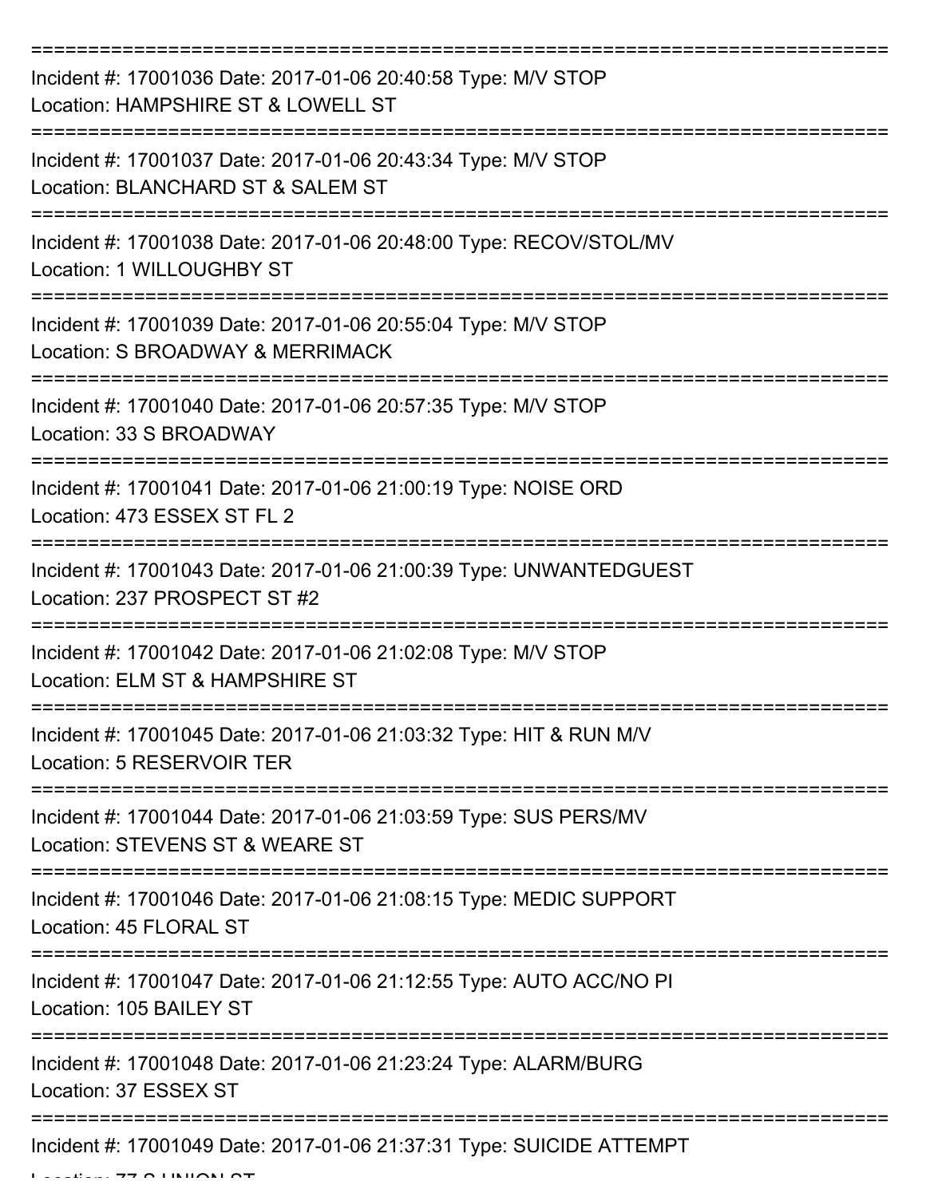===========================================================================

Incident #: 17001036 Date: 2017-01-06 20:40:58 Type: M/V STOP

Location: HAMPSHIRE ST & LOWELL ST

===========================================================================

Incident #: 17001037 Date: 2017-01-06 20:43:34 Type: M/V STOP

Location: BLANCHARD ST & SALEM ST

===========================================================================

Incident #: 17001038 Date: 2017-01-06 20:48:00 Type: RECOV/STOL/MV

Location: 1 WILLOUGHBY ST

===========================================================================

Incident #: 17001039 Date: 2017-01-06 20:55:04 Type: M/V STOP

Location: S BROADWAY & MERRIMACK

===========================================================================

Incident #: 17001040 Date: 2017-01-06 20:57:35 Type: M/V STOP

Location: 33 S BROADWAY

===========================================================================

Incident #: 17001041 Date: 2017-01-06 21:00:19 Type: NOISE ORD

Location: 473 ESSEX ST FL 2

===========================================================================

Incident #: 17001043 Date: 2017-01-06 21:00:39 Type: UNWANTEDGUEST

Location: 237 PROSPECT ST #2

===========================================================================

Incident #: 17001042 Date: 2017-01-06 21:02:08 Type: M/V STOP

Location: ELM ST & HAMPSHIRE ST

===========================================================================

Incident #: 17001045 Date: 2017-01-06 21:03:32 Type: HIT & RUN M/V

Location: 5 RESERVOIR TER

===========================================================================

Incident #: 17001044 Date: 2017-01-06 21:03:59 Type: SUS PERS/MV

Location: STEVENS ST & WEARE ST

===========================================================================

Incident #: 17001046 Date: 2017-01-06 21:08:15 Type: MEDIC SUPPORT

Location: 45 FLORAL ST

===========================================================================

Incident #: 17001047 Date: 2017-01-06 21:12:55 Type: AUTO ACC/NO PI

Location: 105 BAILEY ST

===========================================================================

Incident #: 17001048 Date: 2017-01-06 21:23:24 Type: ALARM/BURG

Location: 37 ESSEX ST

===========================================================================

Incident #: 17001049 Date: 2017-01-06 21:37:31 Type: SUICIDE ATTEMPT

Location: 77 S UNION ST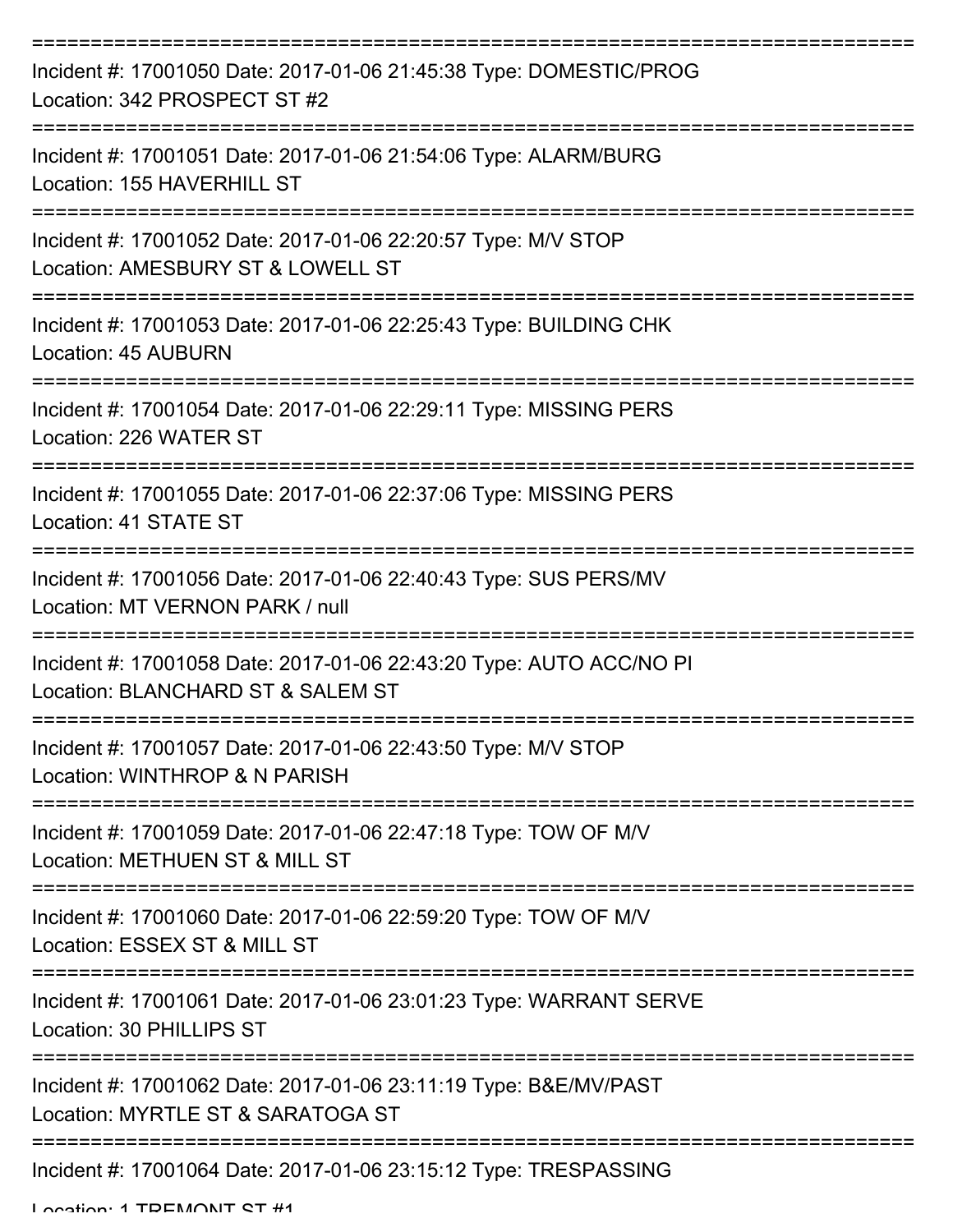===========================================================================
Incident #: 17001050 Date: 2017-01-06 21:45:38 Type: DOMESTIC/PROG
Location: 342 PROSPECT ST #2
===========================================================================
Incident #: 17001051 Date: 2017-01-06 21:54:06 Type: ALARM/BURG
Location: 155 HAVERHILL ST
===========================================================================
Incident #: 17001052 Date: 2017-01-06 22:20:57 Type: M/V STOP
Location: AMESBURY ST & LOWELL ST
===========================================================================
Incident #: 17001053 Date: 2017-01-06 22:25:43 Type: BUILDING CHK
Location: 45 AUBURN
===========================================================================
Incident #: 17001054 Date: 2017-01-06 22:29:11 Type: MISSING PERS
Location: 226 WATER ST
===========================================================================
Incident #: 17001055 Date: 2017-01-06 22:37:06 Type: MISSING PERS
Location: 41 STATE ST
===========================================================================
Incident #: 17001056 Date: 2017-01-06 22:40:43 Type: SUS PERS/MV
Location: MT VERNON PARK / null
===========================================================================
Incident #: 17001058 Date: 2017-01-06 22:43:20 Type: AUTO ACC/NO PI
Location: BLANCHARD ST & SALEM ST
===========================================================================
Incident #: 17001057 Date: 2017-01-06 22:43:50 Type: M/V STOP
Location: WINTHROP & N PARISH
===========================================================================
Incident #: 17001059 Date: 2017-01-06 22:47:18 Type: TOW OF M/V
Location: METHUEN ST & MILL ST
===========================================================================
Incident #: 17001060 Date: 2017-01-06 22:59:20 Type: TOW OF M/V
Location: ESSEX ST & MILL ST
===========================================================================
Incident #: 17001061 Date: 2017-01-06 23:01:23 Type: WARRANT SERVE
Location: 30 PHILLIPS ST
===========================================================================
Incident #: 17001062 Date: 2017-01-06 23:11:19 Type: B&E/MV/PAST
Location: MYRTLE ST & SARATOGA ST
===========================================================================
Incident #: 17001064 Date: 2017-01-06 23:15:12 Type: TRESPASSING
Location: 1 TREMONT ST #1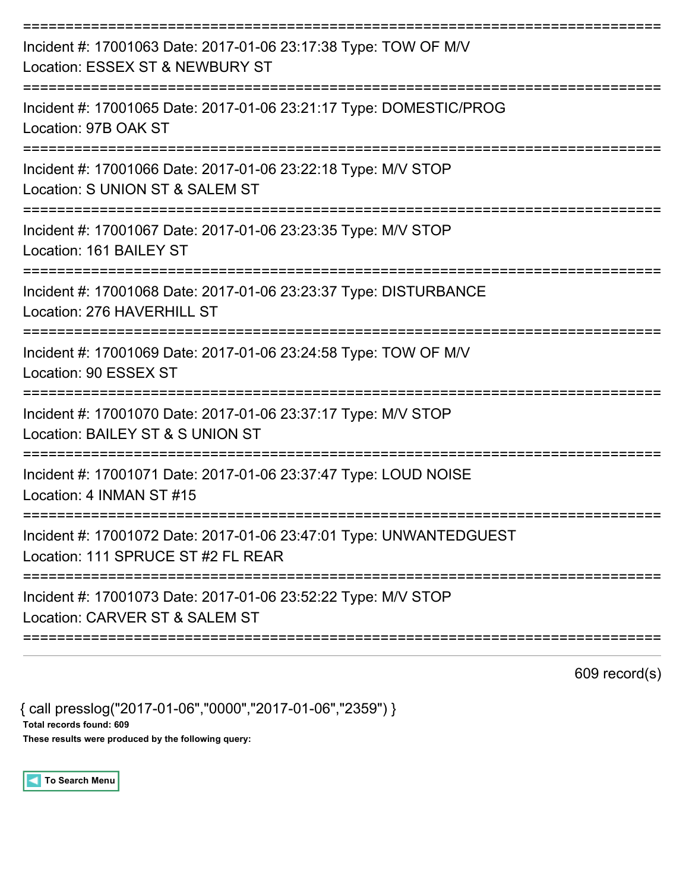===========================================================================

Incident #: 17001063 Date: 2017-01-06 23:17:38 Type: TOW OF M/V

Location: ESSEX ST & NEWBURY ST

===========================================================================

Incident #: 17001065 Date: 2017-01-06 23:21:17 Type: DOMESTIC/PROG

Location: 97B OAK ST

===========================================================================

Incident #: 17001066 Date: 2017-01-06 23:22:18 Type: M/V STOP

Location: S UNION ST & SALEM ST

===========================================================================

Incident #: 17001067 Date: 2017-01-06 23:23:35 Type: M/V STOP

Location: 161 BAILEY ST

===========================================================================

Incident #: 17001068 Date: 2017-01-06 23:23:37 Type: DISTURBANCE

Location: 276 HAVERHILL ST

===========================================================================

Incident #: 17001069 Date: 2017-01-06 23:24:58 Type: TOW OF M/V

Location: 90 ESSEX ST

===========================================================================

Incident #: 17001070 Date: 2017-01-06 23:37:17 Type: M/V STOP

Location: BAILEY ST & S UNION ST

===========================================================================

Incident #: 17001071 Date: 2017-01-06 23:37:47 Type: LOUD NOISE

Location: 4 INMAN ST #15

===========================================================================

Incident #: 17001072 Date: 2017-01-06 23:47:01 Type: UNWANTEDGUEST

Location: 111 SPRUCE ST #2 FL REAR

===========================================================================

Incident #: 17001073 Date: 2017-01-06 23:52:22 Type: M/V STOP

Location: CARVER ST & SALEM ST

===========================================================================

609 record(s)

{ call presslog("2017-01-06","0000","2017-01-06","2359") }

**Total records found: 609**

**These results were produced by the following query:**

To Search Menu